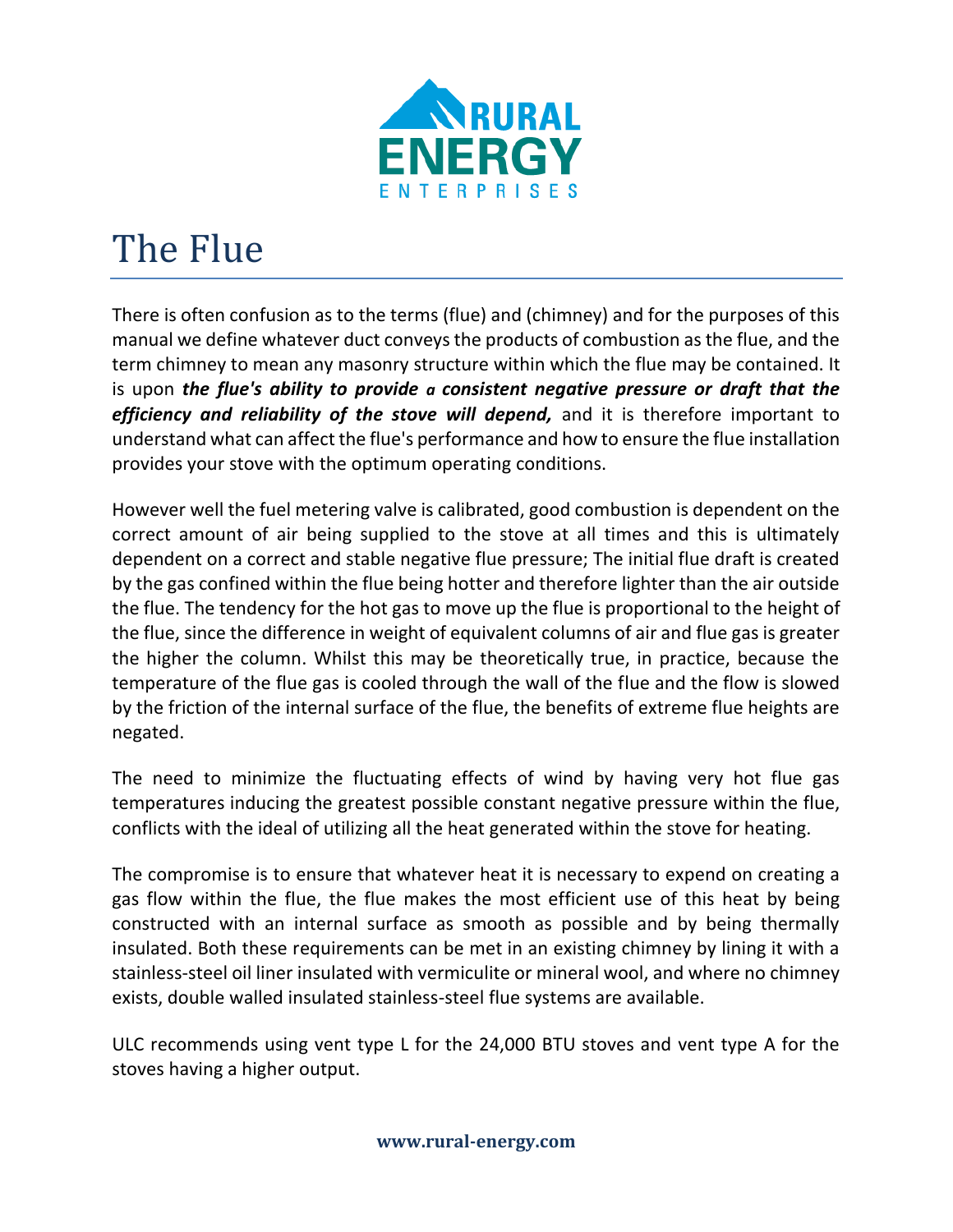# The Flue

There is often confusion as to the terms (flue) and (chimney) and for the purposes of this manual we define whatever duct conveys the products of combustion as the flue, and the term chimney to mean any masonry structure within which the flue may be contained. It is upon ***the flue's ability to provide a consistent negative pressure or draft that the efficiency and reliability of the stove will depend,*** and it is therefore important to understand what can affect the flue's performance and how to ensure the flue installation provides your stove with the optimum operating conditions.

However well the fuel metering valve is calibrated, good combustion is dependent on the correct amount of air being supplied to the stove at all times and this is ultimately dependent on a correct and stable negative flue pressure; The initial flue draft is created by the gas confined within the flue being hotter and therefore lighter than the air outside the flue. The tendency for the hot gas to move up the flue is proportional to the height of the flue, since the difference in weight of equivalent columns of air and flue gas is greater the higher the column. Whilst this may be theoretically true, in practice, because the temperature of the flue gas is cooled through the wall of the flue and the flow is slowed by the friction of the internal surface of the flue, the benefits of extreme flue heights are negated.

The need to minimize the fluctuating effects of wind by having very hot flue gas temperatures inducing the greatest possible constant negative pressure within the flue, conflicts with the ideal of utilizing all the heat generated within the stove for heating.

The compromise is to ensure that whatever heat it is necessary to expend on creating a gas flow within the flue, the flue makes the most efficient use of this heat by being constructed with an internal surface as smooth as possible and by being thermally insulated. Both these requirements can be met in an existing chimney by lining it with a stainless-steel oil liner insulated with vermiculite or mineral wool, and where no chimney exists, double walled insulated stainless-steel flue systems are available.

ULC recommends using vent type L for the 24,000 BTU stoves and vent type A for the stoves having a higher output.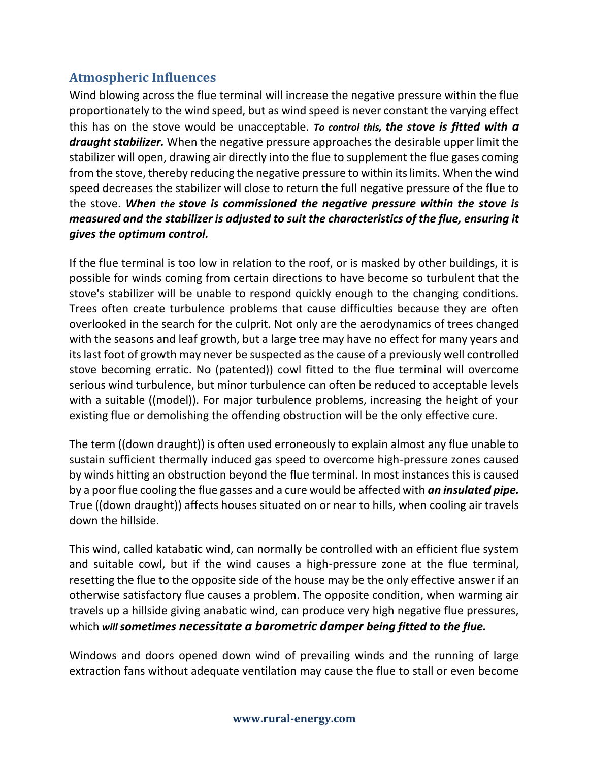## Atmospheric Influences

Wind blowing across the flue terminal will increase the negative pressure within the flue proportionately to the wind speed, but as wind speed is never constant the varying effect this has on the stove would be unacceptable. ***To control this, the stove is fitted with a draught stabilizer.*** When the negative pressure approaches the desirable upper limit the stabilizer will open, drawing air directly into the flue to supplement the flue gases coming from the stove, thereby reducing the negative pressure to within its limits. When the wind speed decreases the stabilizer will close to return the full negative pressure of the flue to the stove. ***When the stove is commissioned the negative pressure within the stove is measured and the stabilizer is adjusted to suit the characteristics of the flue, ensuring it gives the optimum control.***

If the flue terminal is too low in relation to the roof, or is masked by other buildings, it is possible for winds coming from certain directions to have become so turbulent that the stove's stabilizer will be unable to respond quickly enough to the changing conditions. Trees often create turbulence problems that cause difficulties because they are often overlooked in the search for the culprit. Not only are the aerodynamics of trees changed with the seasons and leaf growth, but a large tree may have no effect for many years and its last foot of growth may never be suspected as the cause of a previously well controlled stove becoming erratic. No (patented)) cowl fitted to the flue terminal will overcome serious wind turbulence, but minor turbulence can often be reduced to acceptable levels with a suitable ((model)). For major turbulence problems, increasing the height of your existing flue or demolishing the offending obstruction will be the only effective cure.

The term ((down draught)) is often used erroneously to explain almost any flue unable to sustain sufficient thermally induced gas speed to overcome high-pressure zones caused by winds hitting an obstruction beyond the flue terminal. In most instances this is caused by a poor flue cooling the flue gasses and a cure would be affected with ***an insulated pipe.*** True ((down draught)) affects houses situated on or near to hills, when cooling air travels down the hillside.

This wind, called katabatic wind, can normally be controlled with an efficient flue system and suitable cowl, but if the wind causes a high-pressure zone at the flue terminal, resetting the flue to the opposite side of the house may be the only effective answer if an otherwise satisfactory flue causes a problem. The opposite condition, when warming air travels up a hillside giving anabatic wind, can produce very high negative flue pressures, which ***will sometimes necessitate a barometric damper being fitted to the flue.***

Windows and doors opened down wind of prevailing winds and the running of large extraction fans without adequate ventilation may cause the flue to stall or even become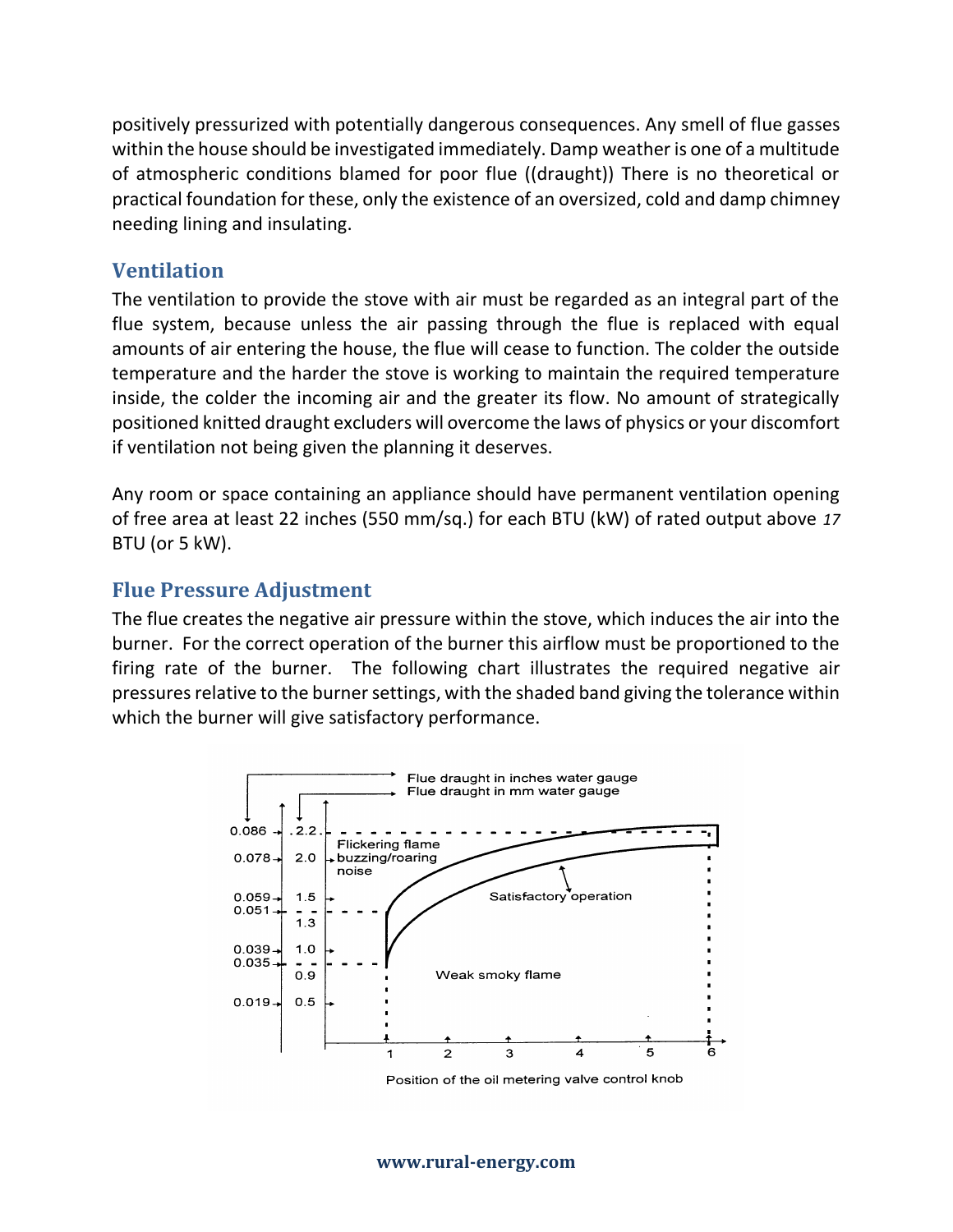positively pressurized with potentially dangerous consequences. Any smell of flue gasses within the house should be investigated immediately. Damp weather is one of a multitude of atmospheric conditions blamed for poor flue ((draught)) There is no theoretical or practical foundation for these, only the existence of an oversized, cold and damp chimney needing lining and insulating.

## Ventilation

The ventilation to provide the stove with air must be regarded as an integral part of the flue system, because unless the air passing through the flue is replaced with equal amounts of air entering the house, the flue will cease to function. The colder the outside temperature and the harder the stove is working to maintain the required temperature inside, the colder the incoming air and the greater its flow. No amount of strategically positioned knitted draught excluders will overcome the laws of physics or your discomfort if ventilation not being given the planning it deserves.

Any room or space containing an appliance should have permanent ventilation opening of free area at least 22 inches (550 mm/sq.) for each BTU (kW) of rated output above *17* BTU (or 5 kW).

## Flue Pressure Adjustment

The flue creates the negative air pressure within the stove, which induces the air into the burner. For the correct operation of the burner this airflow must be proportioned to the firing rate of the burner. The following chart illustrates the required negative air pressures relative to the burner settings, with the shaded band giving the tolerance within which the burner will give satisfactory performance.

Flue draught in inches water gauge
Flue draught in mm water gauge

0.086 2.2
0.078 2.0
0.059 1.5
0.051 1.3
0.039 1.0
0.035 0.9
0.019 0.5

Flickering flame buzzing/roaring noise

Satisfactory operation

Weak smoky flame

1 2 3 4 5 6

Position of the oil metering valve control knob